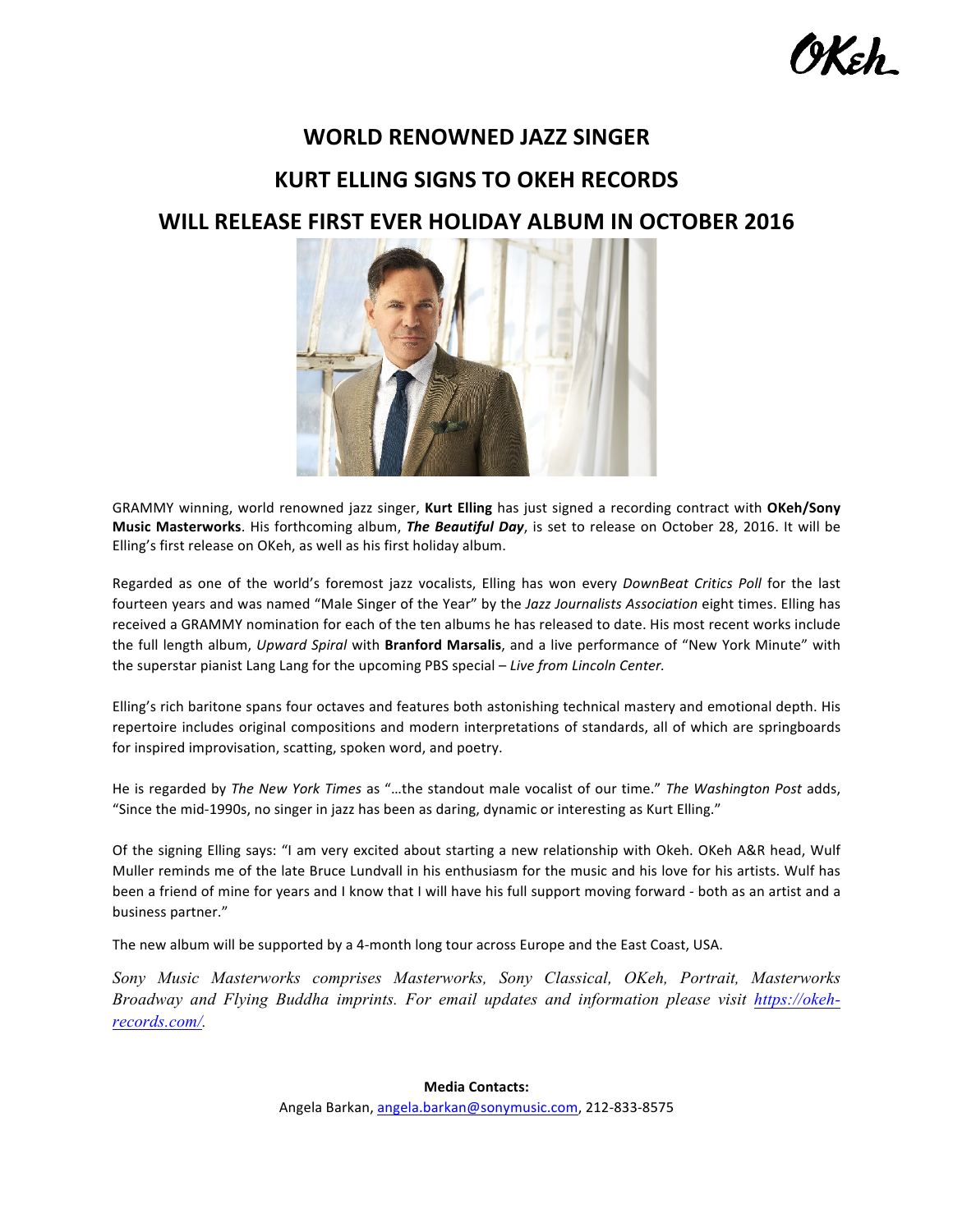# WORLD RENOWNED JAZZ SINGER

# KURT ELLING SIGNS TO OKEH RECORDS

# WILL RELEASE FIRST EVER HOLIDAY ALBUM IN OCTOBER 2016

GRAMMY winning, world renowned jazz singer, **Kurt Elling** has just signed a recording contract with **OKeh/Sony Music Masterworks**. His forthcoming album, ***The Beautiful Day***, is set to release on October 28, 2016. It will be Elling's first release on OKeh, as well as his first holiday album.

Regarded as one of the world's foremost jazz vocalists, Elling has won every *DownBeat Critics Poll* for the last fourteen years and was named "Male Singer of the Year" by the *Jazz Journalists Association* eight times. Elling has received a GRAMMY nomination for each of the ten albums he has released to date. His most recent works include the full length album, *Upward Spiral* with **Branford Marsalis**, and a live performance of "New York Minute" with the superstar pianist Lang Lang for the upcoming PBS special – *Live from Lincoln Center.*

Elling's rich baritone spans four octaves and features both astonishing technical mastery and emotional depth. His repertoire includes original compositions and modern interpretations of standards, all of which are springboards for inspired improvisation, scatting, spoken word, and poetry.

He is regarded by *The New York Times* as "…the standout male vocalist of our time." *The Washington Post* adds, "Since the mid-1990s, no singer in jazz has been as daring, dynamic or interesting as Kurt Elling."

Of the signing Elling says: "I am very excited about starting a new relationship with Okeh. OKeh A&R head, Wulf Muller reminds me of the late Bruce Lundvall in his enthusiasm for the music and his love for his artists. Wulf has been a friend of mine for years and I know that I will have his full support moving forward - both as an artist and a business partner."

The new album will be supported by a 4-month long tour across Europe and the East Coast, USA.

*Sony Music Masterworks comprises Masterworks, Sony Classical, OKeh, Portrait, Masterworks Broadway and Flying Buddha imprints. For email updates and information please visit [https://okeh-records.com/](https://okeh-records.com/).*

**Media Contacts:**

Angela Barkan, angela.barkan@sonymusic.com, 212-833-8575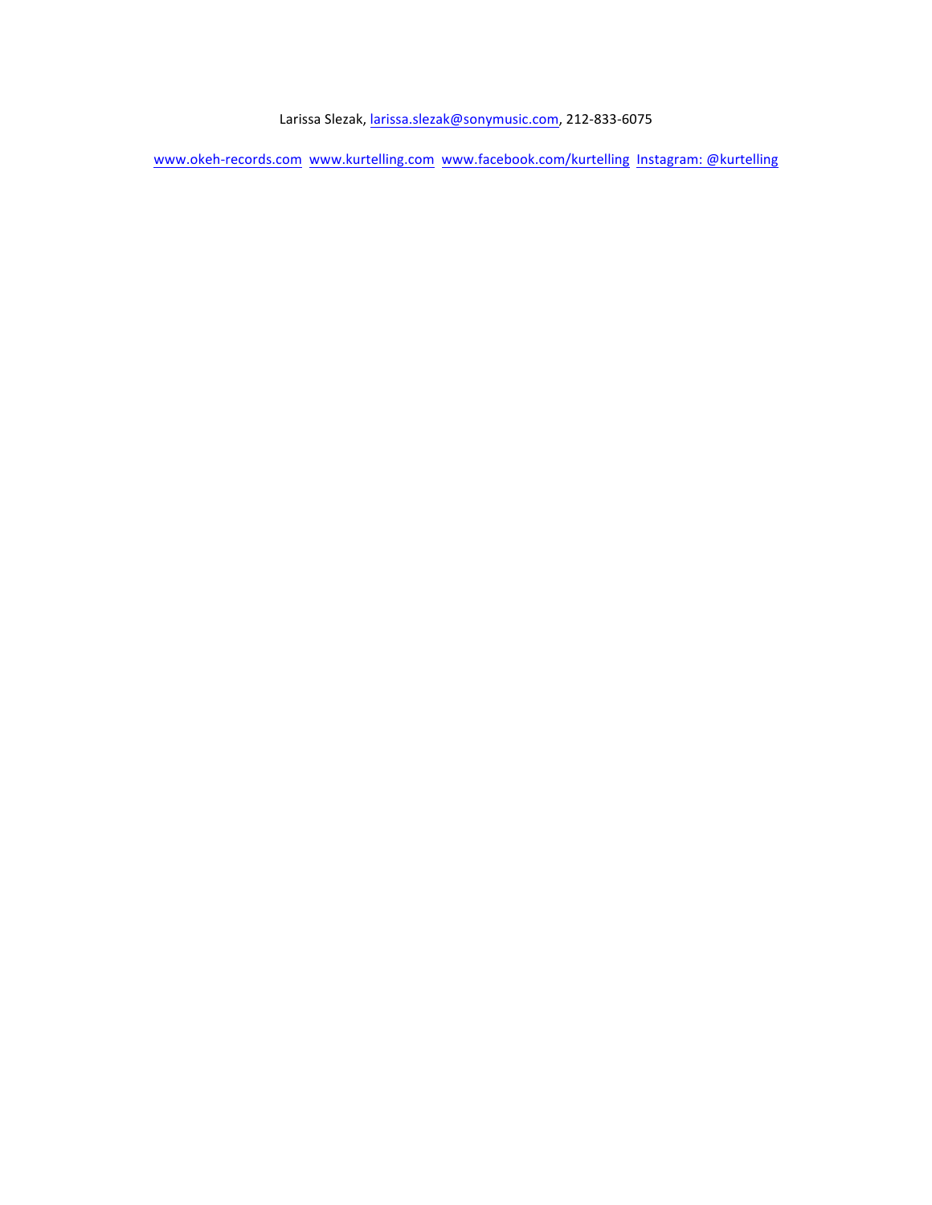Larissa Slezak, larissa.slezak@sonymusic.com, 212-833-6075

www.okeh-records.com  www.kurtelling.com  www.facebook.com/kurtelling  Instagram: @kurtelling